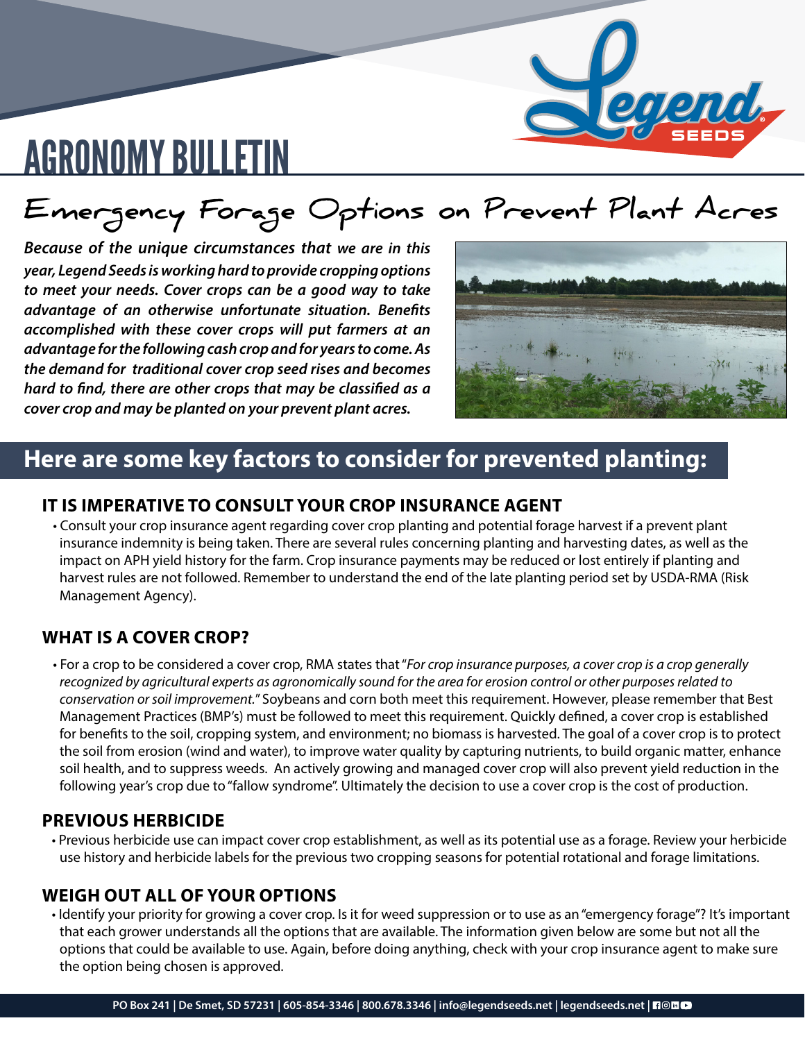# AGRONOMY BULLETIN

## Emergency Forage Options on Prevent Plant Acres

***Because of the unique circumstances that we are in this year, Legend Seeds is working hard to provide cropping options to meet your needs. Cover crops can be a good way to take advantage of an otherwise unfortunate situation. Benefits accomplished with these cover crops will put farmers at an advantage for the following cash crop and for years to come. As the demand for traditional cover crop seed rises and becomes hard to find, there are other crops that may be classified as a cover crop and may be planted on your prevent plant acres.***

## Here are some key factors to consider for prevented planting:

### IT IS IMPERATIVE TO CONSULT YOUR CROP INSURANCE AGENT

- Consult your crop insurance agent regarding cover crop planting and potential forage harvest if a prevent plant insurance indemnity is being taken. There are several rules concerning planting and harvesting dates, as well as the impact on APH yield history for the farm. Crop insurance payments may be reduced or lost entirely if planting and harvest rules are not followed. Remember to understand the end of the late planting period set by USDA-RMA (Risk Management Agency).

### WHAT IS A COVER CROP?

- For a crop to be considered a cover crop, RMA states that "*For crop insurance purposes, a cover crop is a crop generally recognized by agricultural experts as agronomically sound for the area for erosion control or other purposes related to conservation or soil improvement.*" Soybeans and corn both meet this requirement. However, please remember that Best Management Practices (BMP's) must be followed to meet this requirement. Quickly defined, a cover crop is established for benefits to the soil, cropping system, and environment; no biomass is harvested. The goal of a cover crop is to protect the soil from erosion (wind and water), to improve water quality by capturing nutrients, to build organic matter, enhance soil health, and to suppress weeds. An actively growing and managed cover crop will also prevent yield reduction in the following year's crop due to "fallow syndrome". Ultimately the decision to use a cover crop is the cost of production.

### PREVIOUS HERBICIDE

- Previous herbicide use can impact cover crop establishment, as well as its potential use as a forage. Review your herbicide use history and herbicide labels for the previous two cropping seasons for potential rotational and forage limitations.

### WEIGH OUT ALL OF YOUR OPTIONS

- Identify your priority for growing a cover crop. Is it for weed suppression or to use as an "emergency forage"? It's important that each grower understands all the options that are available. The information given below are some but not all the options that could be available to use. Again, before doing anything, check with your crop insurance agent to make sure the option being chosen is approved.

PO Box 241 | De Smet, SD 57231 | 605-854-3346 | 800.678.3346 | info@legendseeds.net | legendseeds.net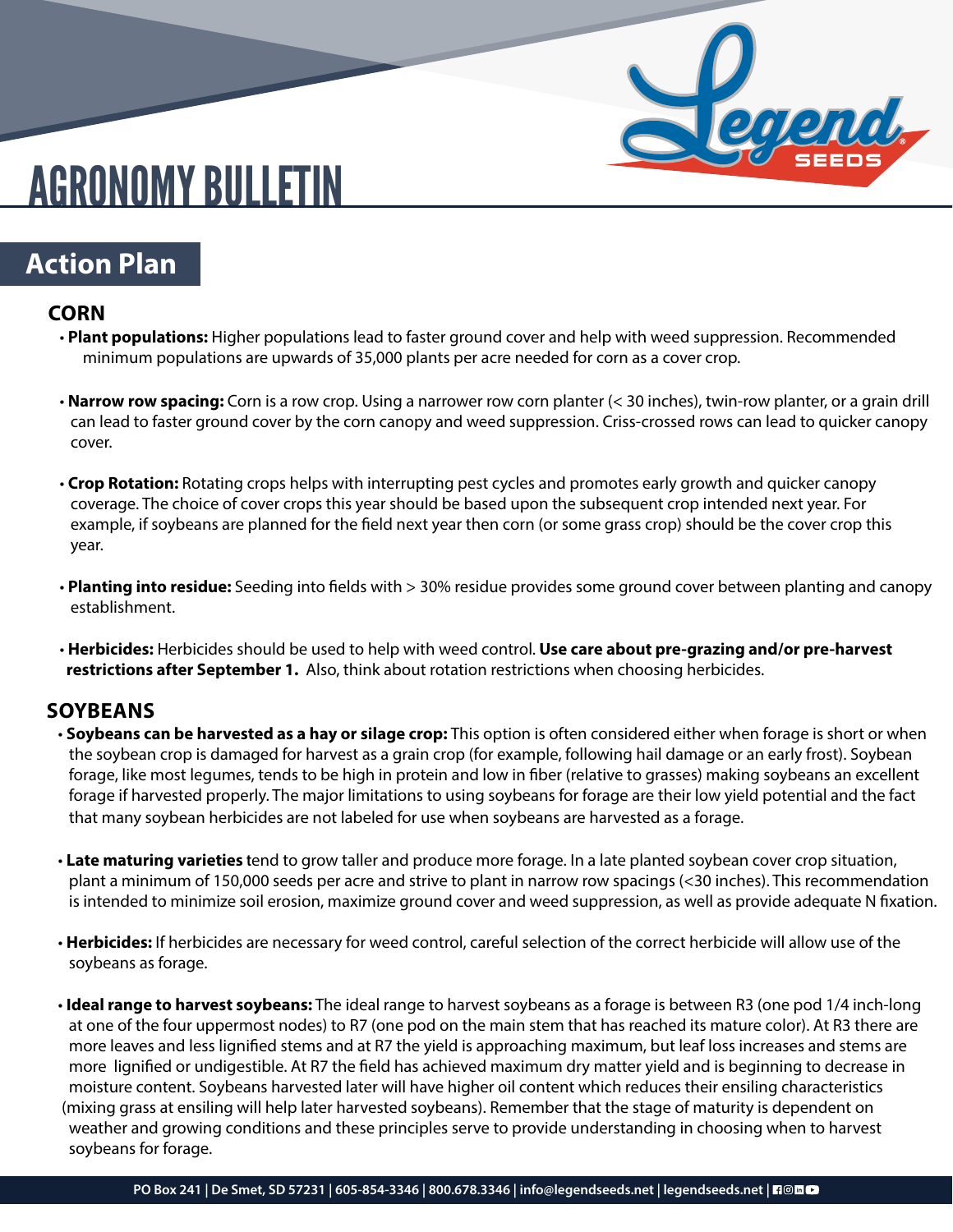# AGRONOMY BULLETIN

## Action Plan

### CORN

- **Plant populations:** Higher populations lead to faster ground cover and help with weed suppression. Recommended minimum populations are upwards of 35,000 plants per acre needed for corn as a cover crop.

- **Narrow row spacing:** Corn is a row crop. Using a narrower row corn planter (< 30 inches), twin-row planter, or a grain drill can lead to faster ground cover by the corn canopy and weed suppression. Criss-crossed rows can lead to quicker canopy cover.

- **Crop Rotation:** Rotating crops helps with interrupting pest cycles and promotes early growth and quicker canopy coverage. The choice of cover crops this year should be based upon the subsequent crop intended next year. For example, if soybeans are planned for the field next year then corn (or some grass crop) should be the cover crop this year.

- **Planting into residue:** Seeding into fields with > 30% residue provides some ground cover between planting and canopy establishment.

- **Herbicides:** Herbicides should be used to help with weed control. **Use care about pre-grazing and/or pre-harvest restrictions after September 1.** Also, think about rotation restrictions when choosing herbicides.

### SOYBEANS

- **Soybeans can be harvested as a hay or silage crop:** This option is often considered either when forage is short or when the soybean crop is damaged for harvest as a grain crop (for example, following hail damage or an early frost). Soybean forage, like most legumes, tends to be high in protein and low in fiber (relative to grasses) making soybeans an excellent forage if harvested properly. The major limitations to using soybeans for forage are their low yield potential and the fact that many soybean herbicides are not labeled for use when soybeans are harvested as a forage.

- **Late maturing varieties** tend to grow taller and produce more forage. In a late planted soybean cover crop situation, plant a minimum of 150,000 seeds per acre and strive to plant in narrow row spacings (<30 inches). This recommendation is intended to minimize soil erosion, maximize ground cover and weed suppression, as well as provide adequate N fixation.

- **Herbicides:** If herbicides are necessary for weed control, careful selection of the correct herbicide will allow use of the soybeans as forage.

- **Ideal range to harvest soybeans:** The ideal range to harvest soybeans as a forage is between R3 (one pod 1/4 inch-long at one of the four uppermost nodes) to R7 (one pod on the main stem that has reached its mature color). At R3 there are more leaves and less lignified stems and at R7 the yield is approaching maximum, but leaf loss increases and stems are more lignified or undigestible. At R7 the field has achieved maximum dry matter yield and is beginning to decrease in moisture content. Soybeans harvested later will have higher oil content which reduces their ensiling characteristics (mixing grass at ensiling will help later harvested soybeans). Remember that the stage of maturity is dependent on weather and growing conditions and these principles serve to provide understanding in choosing when to harvest soybeans for forage.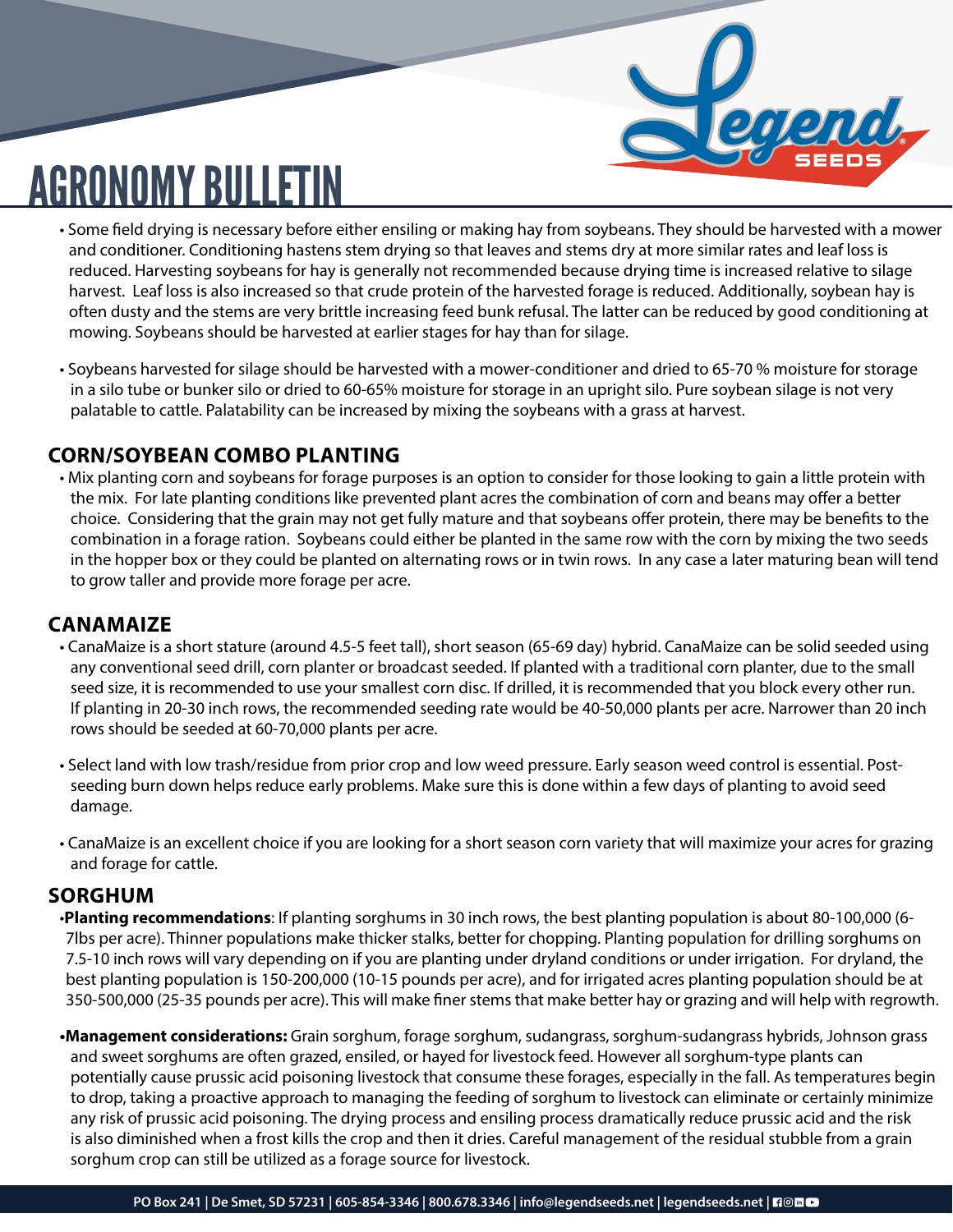# AGRONOMY BULLETIN

- Some field drying is necessary before either ensiling or making hay from soybeans. They should be harvested with a mower and conditioner. Conditioning hastens stem drying so that leaves and stems dry at more similar rates and leaf loss is reduced. Harvesting soybeans for hay is generally not recommended because drying time is increased relative to silage harvest. Leaf loss is also increased so that crude protein of the harvested forage is reduced. Additionally, soybean hay is often dusty and the stems are very brittle increasing feed bunk refusal. The latter can be reduced by good conditioning at mowing. Soybeans should be harvested at earlier stages for hay than for silage.

- Soybeans harvested for silage should be harvested with a mower-conditioner and dried to 65-70 % moisture for storage in a silo tube or bunker silo or dried to 60-65% moisture for storage in an upright silo. Pure soybean silage is not very palatable to cattle. Palatability can be increased by mixing the soybeans with a grass at harvest.

## CORN/SOYBEAN COMBO PLANTING

- Mix planting corn and soybeans for forage purposes is an option to consider for those looking to gain a little protein with the mix. For late planting conditions like prevented plant acres the combination of corn and beans may offer a better choice. Considering that the grain may not get fully mature and that soybeans offer protein, there may be benefits to the combination in a forage ration. Soybeans could either be planted in the same row with the corn by mixing the two seeds in the hopper box or they could be planted on alternating rows or in twin rows. In any case a later maturing bean will tend to grow taller and provide more forage per acre.

## CANAMAIZE

- CanaMaize is a short stature (around 4.5-5 feet tall), short season (65-69 day) hybrid. CanaMaize can be solid seeded using any conventional seed drill, corn planter or broadcast seeded. If planted with a traditional corn planter, due to the small seed size, it is recommended to use your smallest corn disc. If drilled, it is recommended that you block every other run. If planting in 20-30 inch rows, the recommended seeding rate would be 40-50,000 plants per acre. Narrower than 20 inch rows should be seeded at 60-70,000 plants per acre.

- Select land with low trash/residue from prior crop and low weed pressure. Early season weed control is essential. Post-seeding burn down helps reduce early problems. Make sure this is done within a few days of planting to avoid seed damage.

- CanaMaize is an excellent choice if you are looking for a short season corn variety that will maximize your acres for grazing and forage for cattle.

## SORGHUM

- **Planting recommendations**: If planting sorghums in 30 inch rows, the best planting population is about 80-100,000 (6-7lbs per acre). Thinner populations make thicker stalks, better for chopping. Planting population for drilling sorghums on 7.5-10 inch rows will vary depending on if you are planting under dryland conditions or under irrigation. For dryland, the best planting population is 150-200,000 (10-15 pounds per acre), and for irrigated acres planting population should be at 350-500,000 (25-35 pounds per acre). This will make finer stems that make better hay or grazing and will help with regrowth.

- **Management considerations:** Grain sorghum, forage sorghum, sudangrass, sorghum-sudangrass hybrids, Johnson grass and sweet sorghums are often grazed, ensiled, or hayed for livestock feed. However all sorghum-type plants can potentially cause prussic acid poisoning livestock that consume these forages, especially in the fall. As temperatures begin to drop, taking a proactive approach to managing the feeding of sorghum to livestock can eliminate or certainly minimize any risk of prussic acid poisoning. The drying process and ensiling process dramatically reduce prussic acid and the risk is also diminished when a frost kills the crop and then it dries. Careful management of the residual stubble from a grain sorghum crop can still be utilized as a forage source for livestock.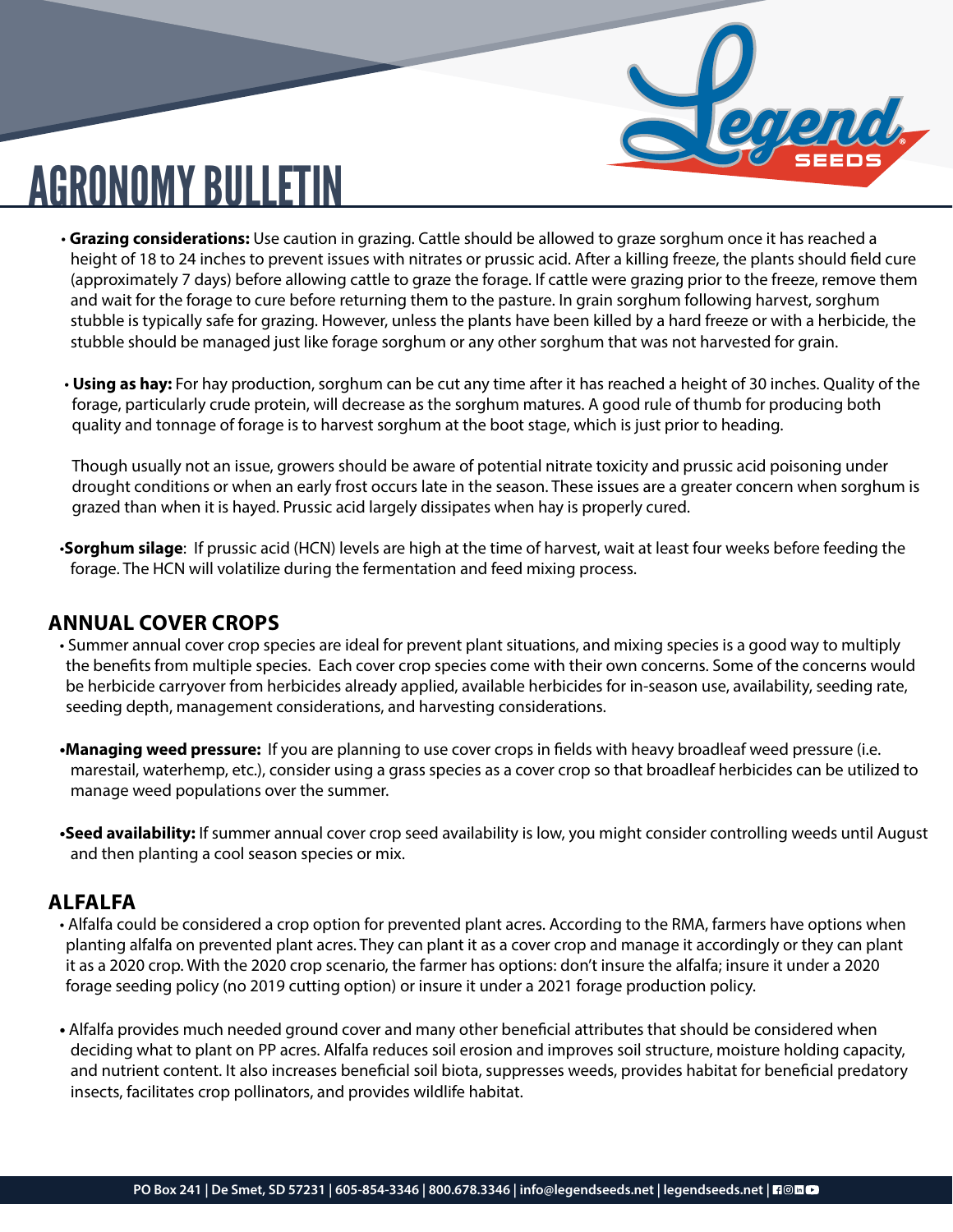# AGRONOMY BULLETIN

- **Grazing considerations:** Use caution in grazing. Cattle should be allowed to graze sorghum once it has reached a height of 18 to 24 inches to prevent issues with nitrates or prussic acid. After a killing freeze, the plants should field cure (approximately 7 days) before allowing cattle to graze the forage. If cattle were grazing prior to the freeze, remove them and wait for the forage to cure before returning them to the pasture. In grain sorghum following harvest, sorghum stubble is typically safe for grazing. However, unless the plants have been killed by a hard freeze or with a herbicide, the stubble should be managed just like forage sorghum or any other sorghum that was not harvested for grain.

- **Using as hay:** For hay production, sorghum can be cut any time after it has reached a height of 30 inches. Quality of the forage, particularly crude protein, will decrease as the sorghum matures. A good rule of thumb for producing both quality and tonnage of forage is to harvest sorghum at the boot stage, which is just prior to heading.

  Though usually not an issue, growers should be aware of potential nitrate toxicity and prussic acid poisoning under drought conditions or when an early frost occurs late in the season. These issues are a greater concern when sorghum is grazed than when it is hayed. Prussic acid largely dissipates when hay is properly cured.

- **Sorghum silage**: If prussic acid (HCN) levels are high at the time of harvest, wait at least four weeks before feeding the forage. The HCN will volatilize during the fermentation and feed mixing process.

## ANNUAL COVER CROPS

- Summer annual cover crop species are ideal for prevent plant situations, and mixing species is a good way to multiply the benefits from multiple species. Each cover crop species come with their own concerns. Some of the concerns would be herbicide carryover from herbicides already applied, available herbicides for in-season use, availability, seeding rate, seeding depth, management considerations, and harvesting considerations.

- **Managing weed pressure:** If you are planning to use cover crops in fields with heavy broadleaf weed pressure (i.e. marestail, waterhemp, etc.), consider using a grass species as a cover crop so that broadleaf herbicides can be utilized to manage weed populations over the summer.

- **Seed availability:** If summer annual cover crop seed availability is low, you might consider controlling weeds until August and then planting a cool season species or mix.

## ALFALFA

- Alfalfa could be considered a crop option for prevented plant acres. According to the RMA, farmers have options when planting alfalfa on prevented plant acres. They can plant it as a cover crop and manage it accordingly or they can plant it as a 2020 crop. With the 2020 crop scenario, the farmer has options: don't insure the alfalfa; insure it under a 2020 forage seeding policy (no 2019 cutting option) or insure it under a 2021 forage production policy.

- Alfalfa provides much needed ground cover and many other beneficial attributes that should be considered when deciding what to plant on PP acres. Alfalfa reduces soil erosion and improves soil structure, moisture holding capacity, and nutrient content. It also increases beneficial soil biota, suppresses weeds, provides habitat for beneficial predatory insects, facilitates crop pollinators, and provides wildlife habitat.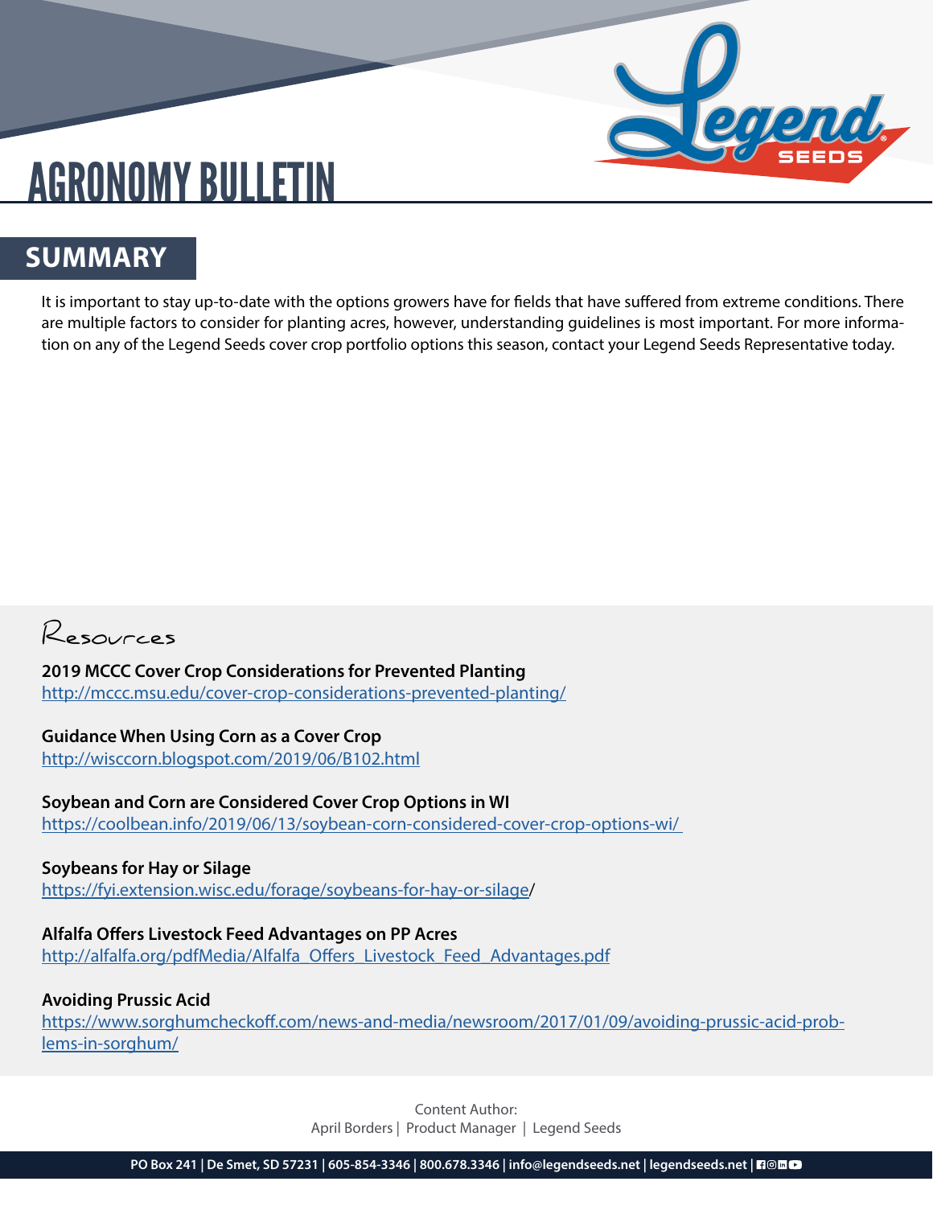# AGRONOMY BULLETIN

## SUMMARY

It is important to stay up-to-date with the options growers have for fields that have suffered from extreme conditions. There are multiple factors to consider for planting acres, however, understanding guidelines is most important. For more information on any of the Legend Seeds cover crop portfolio options this season, contact your Legend Seeds Representative today.

## Resources

**2019 MCCC Cover Crop Considerations for Prevented Planting**
http://mccc.msu.edu/cover-crop-considerations-prevented-planting/

**Guidance When Using Corn as a Cover Crop**
http://wisccorn.blogspot.com/2019/06/B102.html

**Soybean and Corn are Considered Cover Crop Options in WI**
https://coolbean.info/2019/06/13/soybean-corn-considered-cover-crop-options-wi/

**Soybeans for Hay or Silage**
https://fyi.extension.wisc.edu/forage/soybeans-for-hay-or-silage/

**Alfalfa Offers Livestock Feed Advantages on PP Acres**
http://alfalfa.org/pdfMedia/Alfalfa_Offers_Livestock_Feed_Advantages.pdf

**Avoiding Prussic Acid**
https://www.sorghumcheckoff.com/news-and-media/newsroom/2017/01/09/avoiding-prussic-acid-problems-in-sorghum/

Content Author:
April Borders | Product Manager | Legend Seeds

PO Box 241 | De Smet, SD 57231 | 605-854-3346 | 800.678.3346 | info@legendseeds.net | legendseeds.net